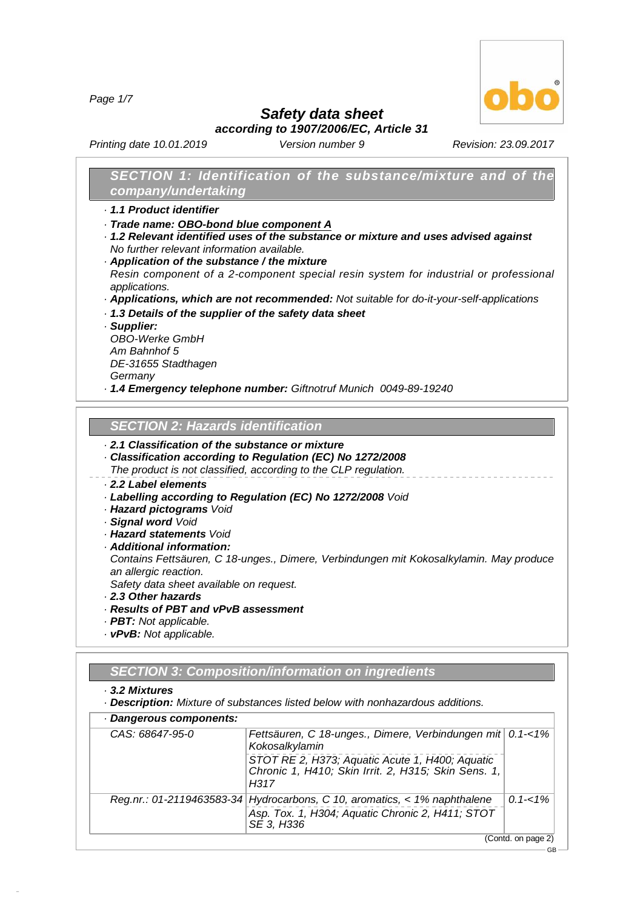# Safety data sheet

**according to 1907/2006/EC, Article 31**

Printing date 10.01.2019 Version number 9 Revision: 23.09.2017

## SECTION 1: Identification of the substance/mixture and of the company/undertaking

· **1.1 Product identifier**

· **Trade name: OBO-bond blue component A**

· **1.2 Relevant identified uses of the substance or mixture and uses advised against**
No further relevant information available.

· **Application of the substance / the mixture**
Resin component of a 2-component special resin system for industrial or professional applications.

· **Applications, which are not recommended:** Not suitable for do-it-your-self-applications

· **1.3 Details of the supplier of the safety data sheet**

· **Supplier:**
OBO-Werke GmbH
Am Bahnhof 5
DE-31655 Stadthagen
Germany

· **1.4 Emergency telephone number:** Giftnotruf Munich 0049-89-19240

## SECTION 2: Hazards identification

· **2.1 Classification of the substance or mixture**

· **Classification according to Regulation (EC) No 1272/2008**
The product is not classified, according to the CLP regulation.

· **2.2 Label elements**

· **Labelling according to Regulation (EC) No 1272/2008** Void

· **Hazard pictograms** Void

· **Signal word** Void

· **Hazard statements** Void

· **Additional information:**
Contains Fettsäuren, C 18-unges., Dimere, Verbindungen mit Kokosalkylamin. May produce an allergic reaction.
Safety data sheet available on request.

· **2.3 Other hazards**

· **Results of PBT and vPvB assessment**

· **PBT:** Not applicable.

· **vPvB:** Not applicable.

## SECTION 3: Composition/information on ingredients

· **3.2 Mixtures**

· **Description:** Mixture of substances listed below with nonhazardous additions.

| · **Dangerous components:** | | |
|---|---|---|
| CAS: 68647-95-0 | Fettsäuren, C 18-unges., Dimere, Verbindungen mit Kokosalkylamin<br>STOT RE 2, H373; Aquatic Acute 1, H400; Aquatic Chronic 1, H410; Skin Irrit. 2, H315; Skin Sens. 1, H317 | 0.1-<1% |
| Reg.nr.: 01-2119463583-34 | Hydrocarbons, C 10, aromatics, < 1% naphthalene<br>Asp. Tox. 1, H304; Aquatic Chronic 2, H411; STOT SE 3, H336 | 0.1-<1% |

(Contd. on page 2)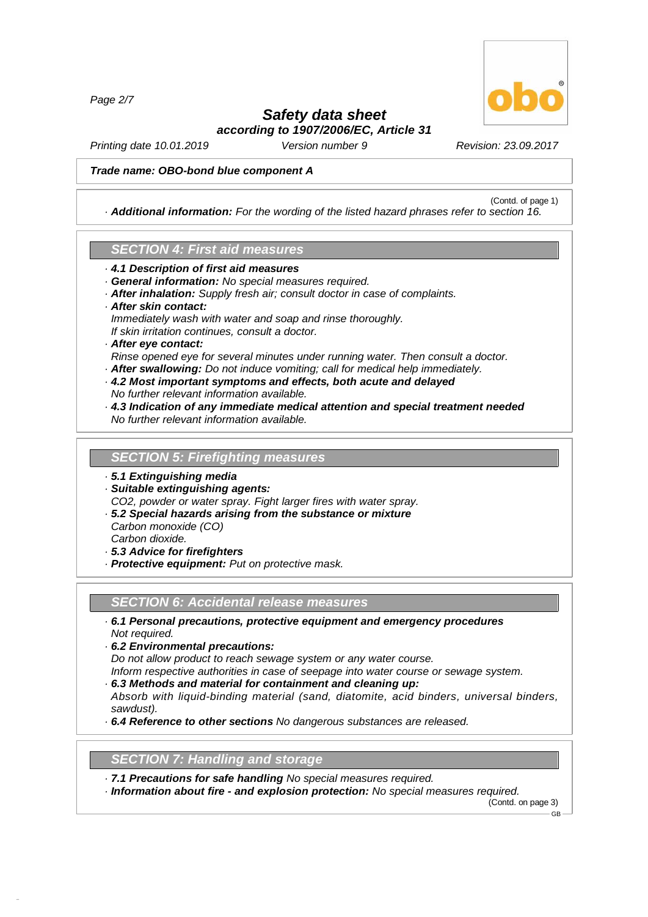**Trade name: OBO-bond blue component A**

(Contd. of page 1)

· **Additional information:** For the wording of the listed hazard phrases refer to section 16.

## SECTION 4: First aid measures

· **4.1 Description of first aid measures**
· **General information:** No special measures required.
· **After inhalation:** Supply fresh air; consult doctor in case of complaints.
· **After skin contact:**
Immediately wash with water and soap and rinse thoroughly.
If skin irritation continues, consult a doctor.
· **After eye contact:**
Rinse opened eye for several minutes under running water. Then consult a doctor.
· **After swallowing:** Do not induce vomiting; call for medical help immediately.
· **4.2 Most important symptoms and effects, both acute and delayed**
No further relevant information available.
· **4.3 Indication of any immediate medical attention and special treatment needed**
No further relevant information available.

## SECTION 5: Firefighting measures

· **5.1 Extinguishing media**
· **Suitable extinguishing agents:**
$CO_2$, powder or water spray. Fight larger fires with water spray.
· **5.2 Special hazards arising from the substance or mixture**
Carbon monoxide (CO)
Carbon dioxide.
· **5.3 Advice for firefighters**
· **Protective equipment:** Put on protective mask.

## SECTION 6: Accidental release measures

· **6.1 Personal precautions, protective equipment and emergency procedures**
Not required.
· **6.2 Environmental precautions:**
Do not allow product to reach sewage system or any water course.
Inform respective authorities in case of seepage into water course or sewage system.
· **6.3 Methods and material for containment and cleaning up:**
Absorb with liquid-binding material (sand, diatomite, acid binders, universal binders, sawdust).
· **6.4 Reference to other sections** No dangerous substances are released.

## SECTION 7: Handling and storage

· **7.1 Precautions for safe handling** No special measures required.
· **Information about fire - and explosion protection:** No special measures required.

(Contd. on page 3)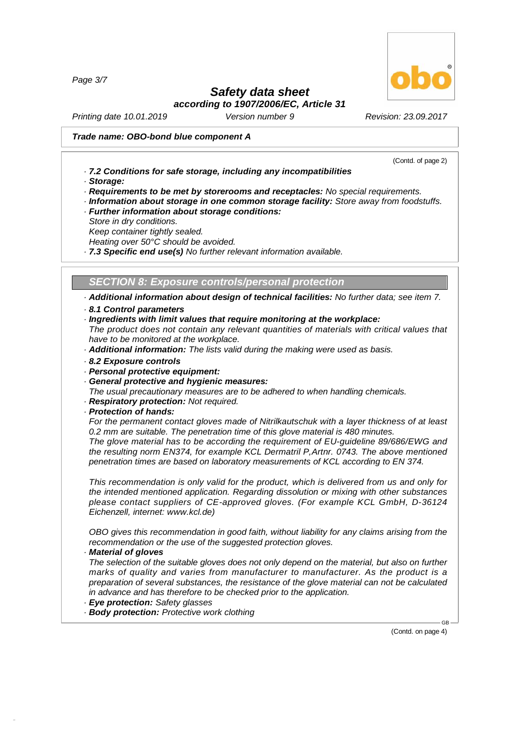**Trade name: OBO-bond blue component A**

(Contd. of page 2)

· **7.2 Conditions for safe storage, including any incompatibilities**
· **Storage:**
· **Requirements to be met by storerooms and receptacles:** No special requirements.
· **Information about storage in one common storage facility:** Store away from foodstuffs.
· **Further information about storage conditions:**
Store in dry conditions.
Keep container tightly sealed.
Heating over 50°C should be avoided.
· **7.3 Specific end use(s)** No further relevant information available.

## SECTION 8: Exposure controls/personal protection

· **Additional information about design of technical facilities:** No further data; see item 7.
· **8.1 Control parameters**
· **Ingredients with limit values that require monitoring at the workplace:**
The product does not contain any relevant quantities of materials with critical values that have to be monitored at the workplace.
· **Additional information:** The lists valid during the making were used as basis.
· **8.2 Exposure controls**
· **Personal protective equipment:**
· **General protective and hygienic measures:**
The usual precautionary measures are to be adhered to when handling chemicals.
· **Respiratory protection:** Not required.
· **Protection of hands:**
For the permanent contact gloves made of Nitrilkautschuk with a layer thickness of at least 0.2 mm are suitable. The penetration time of this glove material is 480 minutes.
The glove material has to be according the requirement of EU-guideline 89/686/EWG and the resulting norm EN374, for example KCL Dermatril P,Artnr. 0743. The above mentioned penetration times are based on laboratory measurements of KCL according to EN 374.

This recommendation is only valid for the product, which is delivered from us and only for the intended mentioned application. Regarding dissolution or mixing with other substances please contact suppliers of CE-approved gloves. (For example KCL GmbH, D-36124 Eichenzell, internet: www.kcl.de)

OBO gives this recommendation in good faith, without liability for any claims arising from the recommendation or the use of the suggested protection gloves.
· **Material of gloves**
The selection of the suitable gloves does not only depend on the material, but also on further marks of quality and varies from manufacturer to manufacturer. As the product is a preparation of several substances, the resistance of the glove material can not be calculated in advance and has therefore to be checked prior to the application.
· **Eye protection:** Safety glasses
· **Body protection:** Protective work clothing

(Contd. on page 4)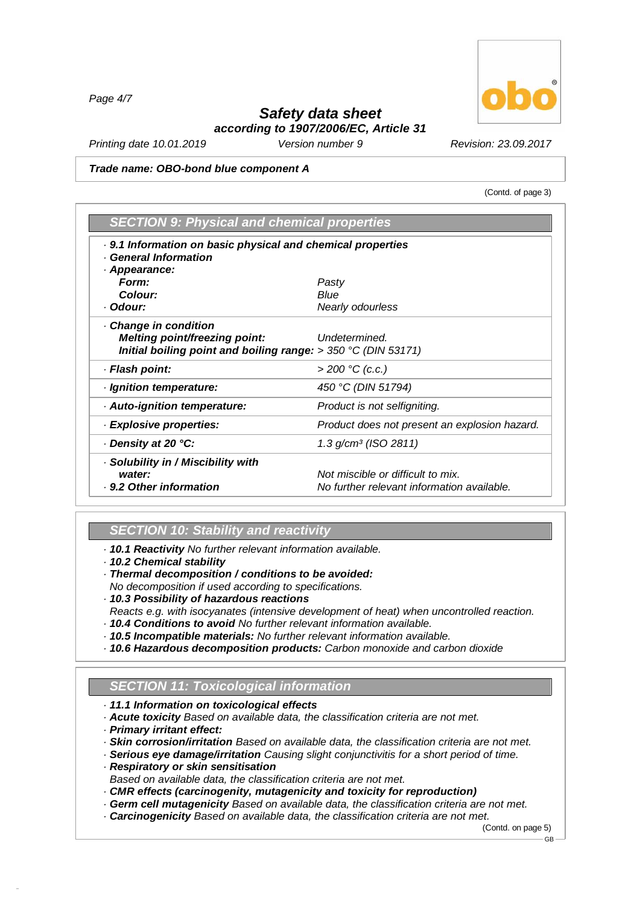**Trade name: OBO-bond blue component A**

(Contd. of page 3)

## SECTION 9: Physical and chemical properties

| | |
|---|---|
| · **9.1 Information on basic physical and chemical properties** | |
| · **General Information** | |
| · **Appearance:** | |
| **Form:** | Pasty |
| **Colour:** | Blue |
| · **Odour:** | Nearly odourless |
| · **Change in condition** | |
| **Melting point/freezing point:** | Undetermined. |
| **Initial boiling point and boiling range:** | > 350 °C (DIN 53171) |
| · **Flash point:** | > 200 °C (c.c.) |
| · **Ignition temperature:** | 450 °C (DIN 51794) |
| · **Auto-ignition temperature:** | Product is not selfigniting. |
| · **Explosive properties:** | Product does not present an explosion hazard. |
| · **Density at 20 °C:** | 1.3 g/cm³ (ISO 2811) |
| · **Solubility in / Miscibility with water:** | Not miscible or difficult to mix. |
| · **9.2 Other information** | No further relevant information available. |

## SECTION 10: Stability and reactivity

· **10.1 Reactivity** No further relevant information available.
· **10.2 Chemical stability**
· **Thermal decomposition / conditions to be avoided:**
No decomposition if used according to specifications.
· **10.3 Possibility of hazardous reactions**
Reacts e.g. with isocyanates (intensive development of heat) when uncontrolled reaction.
· **10.4 Conditions to avoid** No further relevant information available.
· **10.5 Incompatible materials:** No further relevant information available.
· **10.6 Hazardous decomposition products:** Carbon monoxide and carbon dioxide

## SECTION 11: Toxicological information

· **11.1 Information on toxicological effects**
· **Acute toxicity** Based on available data, the classification criteria are not met.
· **Primary irritant effect:**
· **Skin corrosion/irritation** Based on available data, the classification criteria are not met.
· **Serious eye damage/irritation** Causing slight conjunctivitis for a short period of time.
· **Respiratory or skin sensitisation**
Based on available data, the classification criteria are not met.
· **CMR effects (carcinogenity, mutagenicity and toxicity for reproduction)**
· **Germ cell mutagenicity** Based on available data, the classification criteria are not met.
· **Carcinogenicity** Based on available data, the classification criteria are not met.

(Contd. on page 5)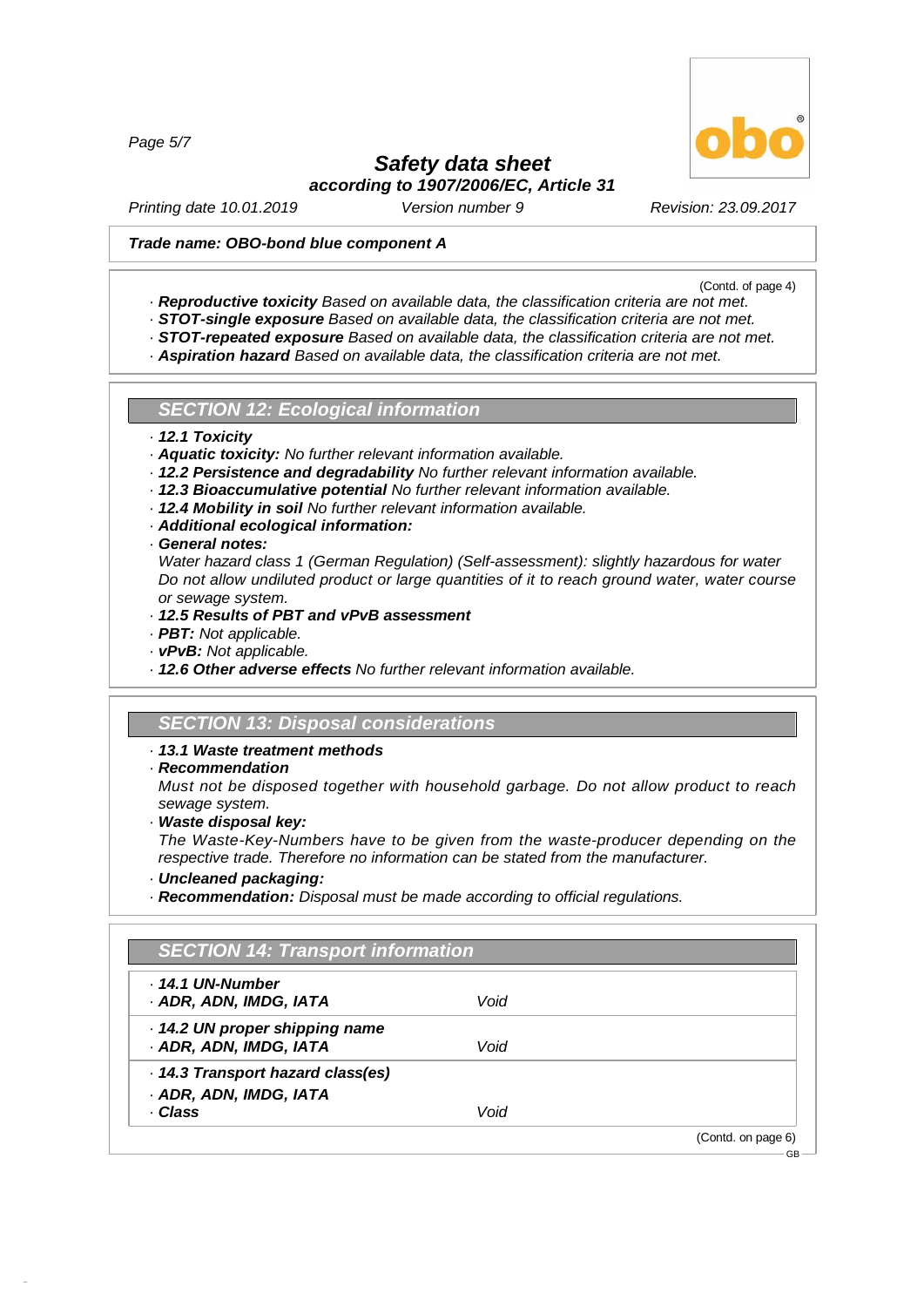**Safety data sheet**
**according to 1907/2006/EC, Article 31**

Printing date 10.01.2019 Version number 9 Revision: 23.09.2017

**Trade name: OBO-bond blue component A**

(Contd. of page 4)

- **Reproductive toxicity** Based on available data, the classification criteria are not met.
- **STOT-single exposure** Based on available data, the classification criteria are not met.
- **STOT-repeated exposure** Based on available data, the classification criteria are not met.
- **Aspiration hazard** Based on available data, the classification criteria are not met.

## SECTION 12: Ecological information

- **12.1 Toxicity**
- **Aquatic toxicity:** No further relevant information available.
- **12.2 Persistence and degradability** No further relevant information available.
- **12.3 Bioaccumulative potential** No further relevant information available.
- **12.4 Mobility in soil** No further relevant information available.
- **Additional ecological information:**
- **General notes:**
  Water hazard class 1 (German Regulation) (Self-assessment): slightly hazardous for water
  Do not allow undiluted product or large quantities of it to reach ground water, water course or sewage system.
- **12.5 Results of PBT and vPvB assessment**
- **PBT:** Not applicable.
- **vPvB:** Not applicable.
- **12.6 Other adverse effects** No further relevant information available.

## SECTION 13: Disposal considerations

- **13.1 Waste treatment methods**
- **Recommendation**
  Must not be disposed together with household garbage. Do not allow product to reach sewage system.
- **Waste disposal key:**
  The Waste-Key-Numbers have to be given from the waste-producer depending on the respective trade. Therefore no information can be stated from the manufacturer.
- **Uncleaned packaging:**
- **Recommendation:** Disposal must be made according to official regulations.

## SECTION 14: Transport information

| | |
|---|---|
| **14.1 UN-Number** | |
| **ADR, ADN, IMDG, IATA** | Void |
| **14.2 UN proper shipping name** | |
| **ADR, ADN, IMDG, IATA** | Void |
| **14.3 Transport hazard class(es)** | |
| **ADR, ADN, IMDG, IATA** | |
| **Class** | Void |

(Contd. on page 6)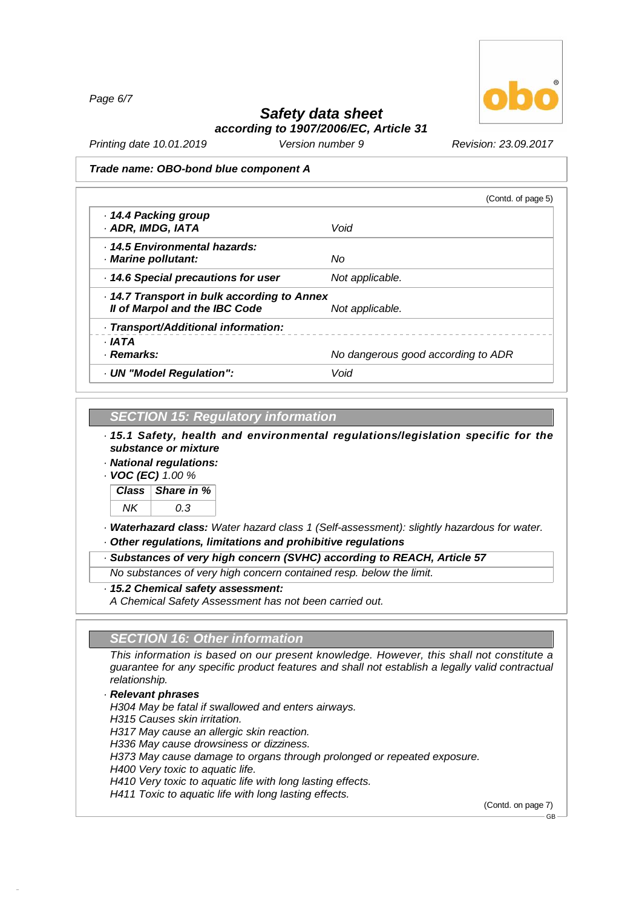**Trade name: OBO-bond blue component A**

(Contd. of page 5)

| | |
|---|---|
| · **14.4 Packing group** · **ADR, IMDG, IATA** | *Void* |
| · **14.5 Environmental hazards:** · **Marine pollutant:** | *No* |
| · **14.6 Special precautions for user** | *Not applicable.* |
| · **14.7 Transport in bulk according to Annex II of Marpol and the IBC Code** | *Not applicable.* |
| · **Transport/Additional information:** | |
| · **IATA** · **Remarks:** | *No dangerous good according to ADR* |
| · **UN "Model Regulation":** | *Void* |

## SECTION 15: Regulatory information

· **15.1 Safety, health and environmental regulations/legislation specific for the substance or mixture**

· **National regulations:**

· **VOC (EC)** *1.00 %*

| Class | Share in % |
|---|---|
| NK | 0.3 |

· **Waterhazard class:** *Water hazard class 1 (Self-assessment): slightly hazardous for water.*

· **Other regulations, limitations and prohibitive regulations**

· **Substances of very high concern (SVHC) according to REACH, Article 57**

*No substances of very high concern contained resp. below the limit.*

· **15.2 Chemical safety assessment:**

*A Chemical Safety Assessment has not been carried out.*

## SECTION 16: Other information

*This information is based on our present knowledge. However, this shall not constitute a guarantee for any specific product features and shall not establish a legally valid contractual relationship.*

· **Relevant phrases**

*H304 May be fatal if swallowed and enters airways.*
*H315 Causes skin irritation.*
*H317 May cause an allergic skin reaction.*
*H336 May cause drowsiness or dizziness.*
*H373 May cause damage to organs through prolonged or repeated exposure.*
*H400 Very toxic to aquatic life.*
*H410 Very toxic to aquatic life with long lasting effects.*
*H411 Toxic to aquatic life with long lasting effects.*

(Contd. on page 7)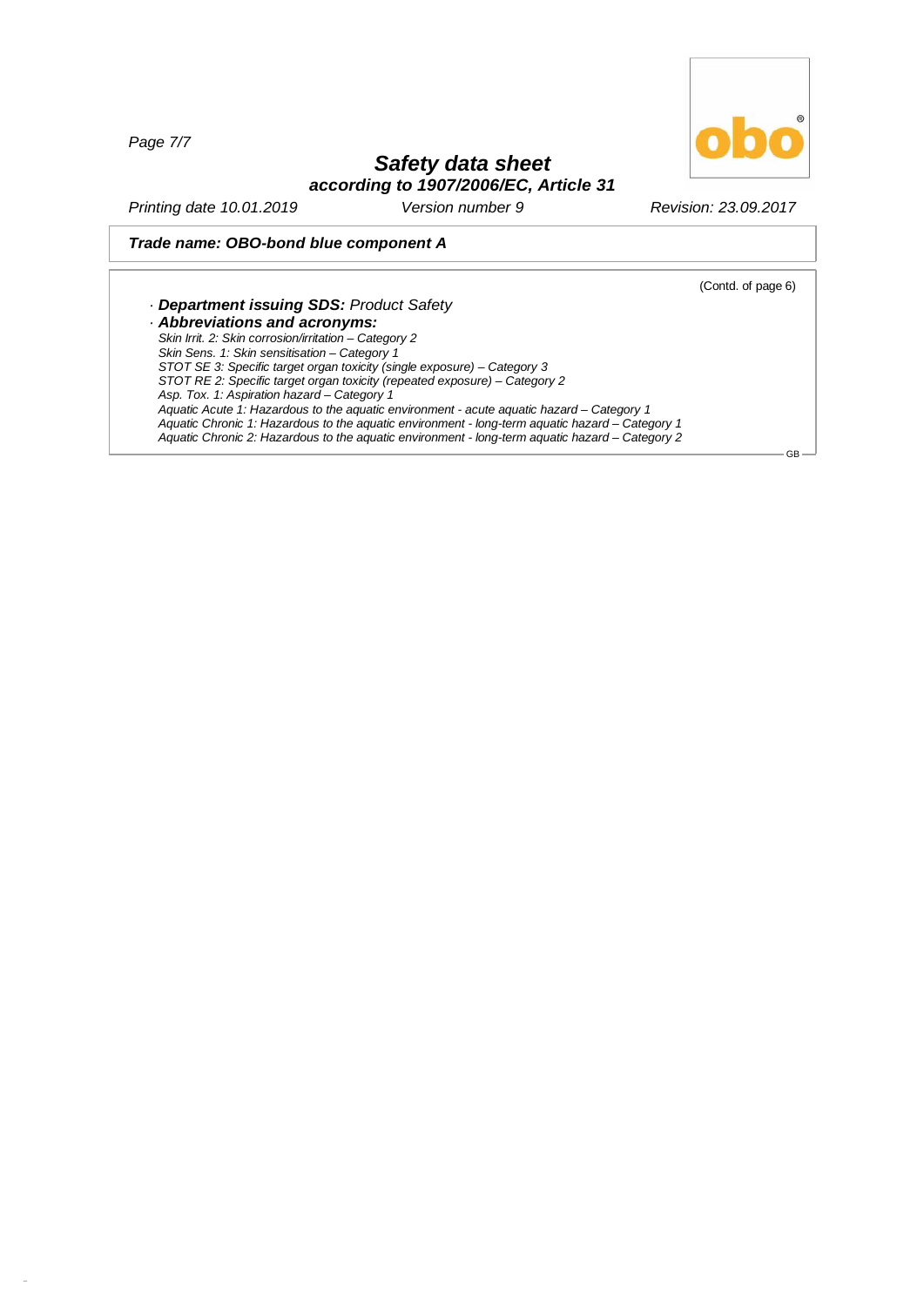(Contd. of page 6)

· **Department issuing SDS:** Product Safety

· **Abbreviations and acronyms:**

Skin Irrit. 2: Skin corrosion/irritation – Category 2
Skin Sens. 1: Skin sensitisation – Category 1
STOT SE 3: Specific target organ toxicity (single exposure) – Category 3
STOT RE 2: Specific target organ toxicity (repeated exposure) – Category 2
Asp. Tox. 1: Aspiration hazard – Category 1
Aquatic Acute 1: Hazardous to the aquatic environment - acute aquatic hazard – Category 1
Aquatic Chronic 1: Hazardous to the aquatic environment - long-term aquatic hazard – Category 1
Aquatic Chronic 2: Hazardous to the aquatic environment - long-term aquatic hazard – Category 2